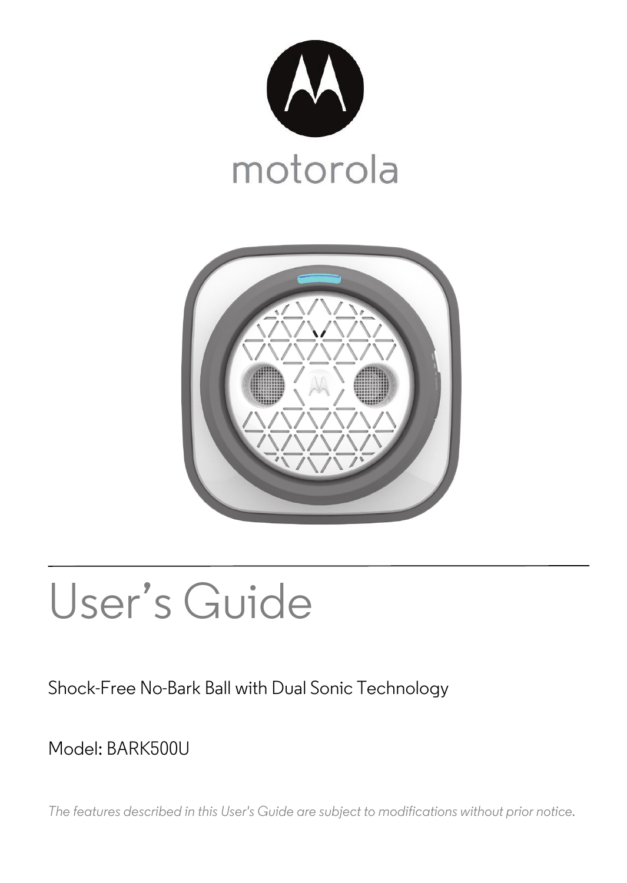motorola

# User's Guide

Shock-Free No-Bark Ball with Dual Sonic Technology

Model: BARK500U

*The features described in this User's Guide are subject to modifications without prior notice.*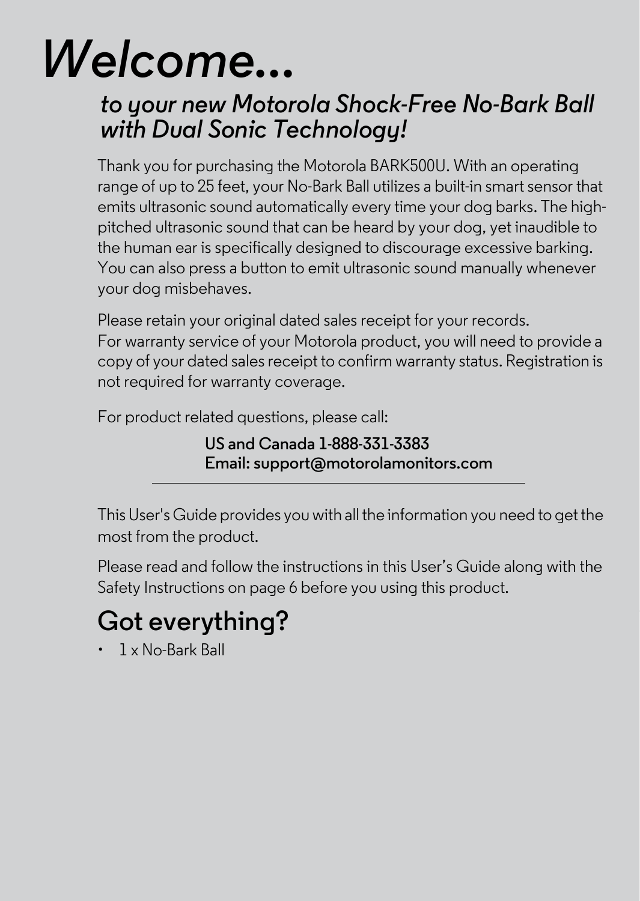# *Welcome...*

## *to your new Motorola Shock-Free No-Bark Ball with Dual Sonic Technology!*

Thank you for purchasing the Motorola BARK500U. With an operating range of up to 25 feet, your No-Bark Ball utilizes a built-in smart sensor that emits ultrasonic sound automatically every time your dog barks. The high-pitched ultrasonic sound that can be heard by your dog, yet inaudible to the human ear is specifically designed to discourage excessive barking. You can also press a button to emit ultrasonic sound manually whenever your dog misbehaves.

Please retain your original dated sales receipt for your records.
For warranty service of your Motorola product, you will need to provide a copy of your dated sales receipt to confirm warranty status. Registration is not required for warranty coverage.

For product related questions, please call:

**US and Canada 1-888-331-3383**
**Email: support@motorolamonitors.com**

---

This User's Guide provides you with all the information you need to get the most from the product.

Please read and follow the instructions in this User's Guide along with the Safety Instructions on page 6 before you using this product.

## Got everything?

- 1 x No-Bark Ball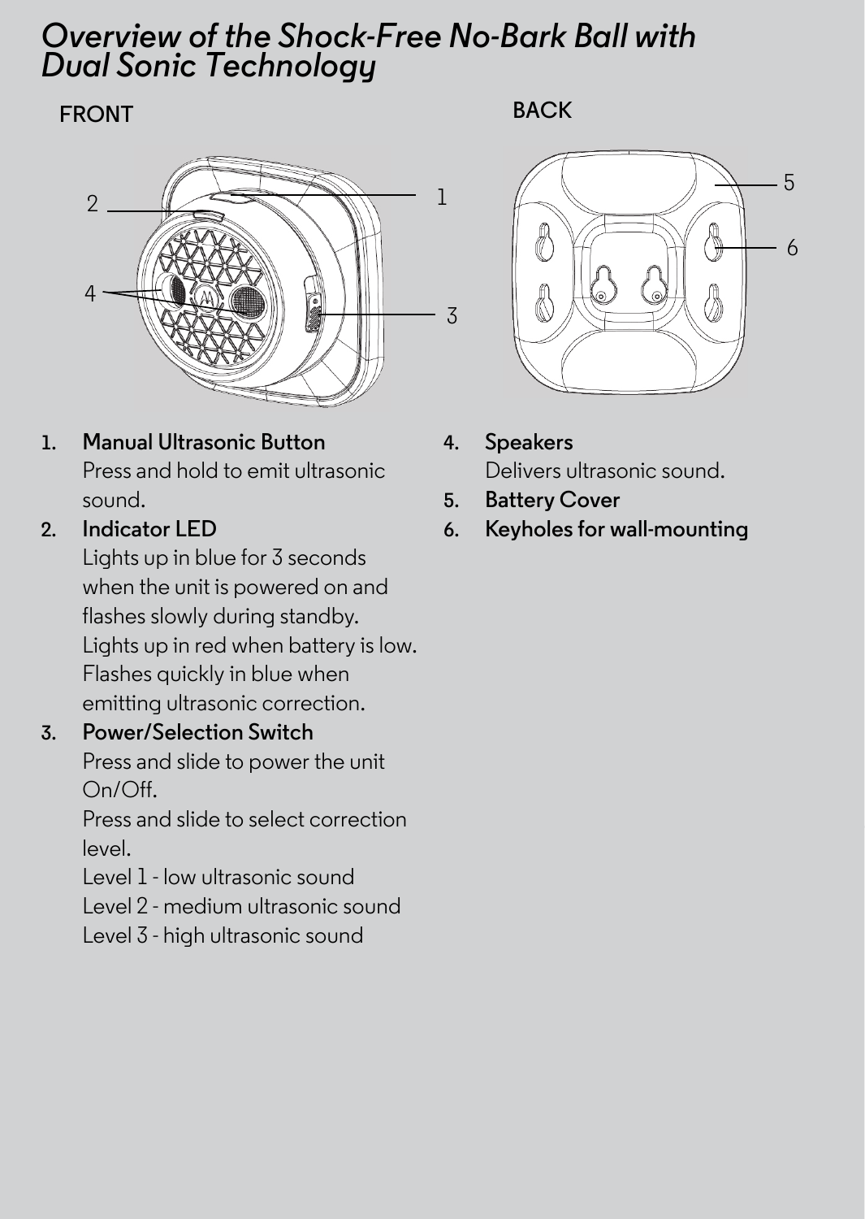# *Overview of the Shock-Free No-Bark Ball with Dual Sonic Technology*

FRONT

BACK

1. **Manual Ultrasonic Button**
   Press and hold to emit ultrasonic sound.
2. **Indicator LED**
   Lights up in blue for 3 seconds when the unit is powered on and flashes slowly during standby.
   Lights up in red when battery is low.
   Flashes quickly in blue when emitting ultrasonic correction.
3. **Power/Selection Switch**
   Press and slide to power the unit On/Off.
   Press and slide to select correction level.
   Level 1 - low ultrasonic sound
   Level 2 - medium ultrasonic sound
   Level 3 - high ultrasonic sound
4. **Speakers**
   Delivers ultrasonic sound.
5. **Battery Cover**
6. **Keyholes for wall-mounting**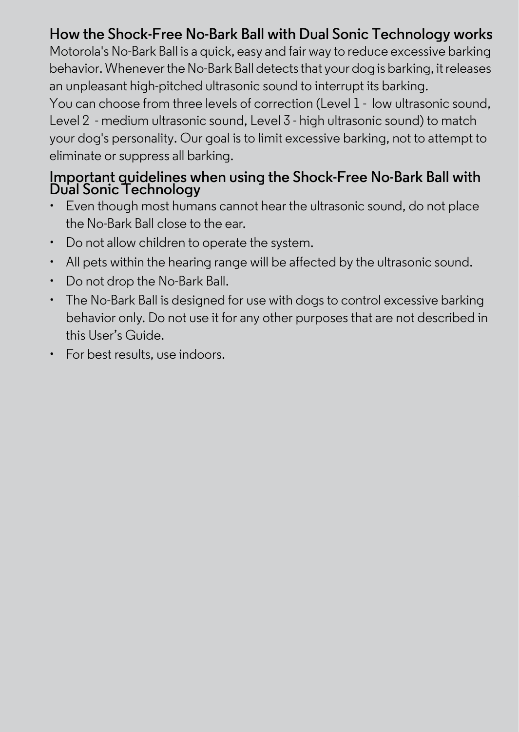## How the Shock-Free No-Bark Ball with Dual Sonic Technology works

Motorola's No-Bark Ball is a quick, easy and fair way to reduce excessive barking behavior. Whenever the No-Bark Ball detects that your dog is barking, it releases an unpleasant high-pitched ultrasonic sound to interrupt its barking.
You can choose from three levels of correction (Level 1 - low ultrasonic sound, Level 2 - medium ultrasonic sound, Level 3 - high ultrasonic sound) to match your dog's personality. Our goal is to limit excessive barking, not to attempt to eliminate or suppress all barking.

## Important guidelines when using the Shock-Free No-Bark Ball with Dual Sonic Technology

- Even though most humans cannot hear the ultrasonic sound, do not place the No-Bark Ball close to the ear.
- Do not allow children to operate the system.
- All pets within the hearing range will be affected by the ultrasonic sound.
- Do not drop the No-Bark Ball.
- The No-Bark Ball is designed for use with dogs to control excessive barking behavior only. Do not use it for any other purposes that are not described in this User's Guide.
- For best results, use indoors.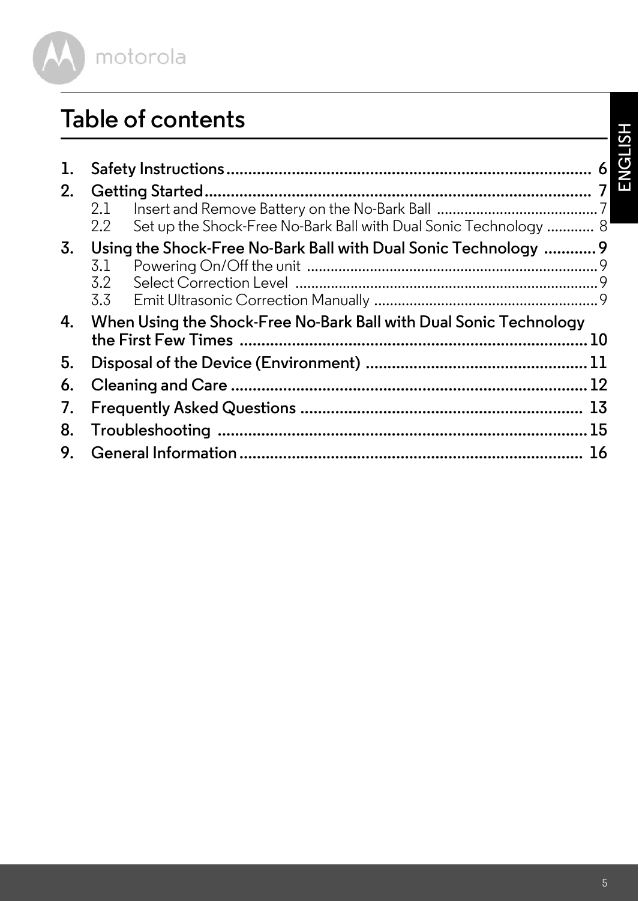# Table of contents

1. Safety Instructions ........................................................................................ 6
2. Getting Started.............................................................................................. 7
   - 2.1 Insert and Remove Battery on the No-Bark Ball ........................................... 7
   - 2.2 Set up the Shock-Free No-Bark Ball with Dual Sonic Technology ............ 8
3. Using the Shock-Free No-Bark Ball with Dual Sonic Technology ............ 9
   - 3.1 Powering On/Off the unit ............................................................................ 9
   - 3.2 Select Correction Level ............................................................................... 9
   - 3.3 Emit Ultrasonic Correction Manually ........................................................... 9
4. When Using the Shock-Free No-Bark Ball with Dual Sonic Technology the First Few Times .................................................................................. 10
5. Disposal of the Device (Environment) .................................................... 11
6. Cleaning and Care ..................................................................................... 12
7. Frequently Asked Questions .................................................................... 13
8. Troubleshooting ........................................................................................ 15
9. General Information .................................................................................. 16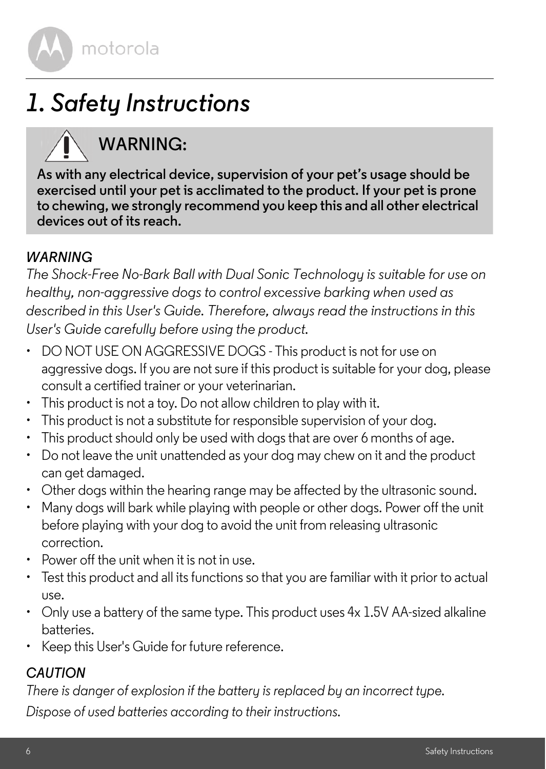# 1. Safety Instructions

## WARNING:

**As with any electrical device, supervision of your pet's usage should be exercised until your pet is acclimated to the product. If your pet is prone to chewing, we strongly recommend you keep this and all other electrical devices out of its reach.**

*WARNING*

*The Shock-Free No-Bark Ball with Dual Sonic Technology is suitable for use on healthy, non-aggressive dogs to control excessive barking when used as described in this User's Guide. Therefore, always read the instructions in this User's Guide carefully before using the product.*

- DO NOT USE ON AGGRESSIVE DOGS - This product is not for use on aggressive dogs. If you are not sure if this product is suitable for your dog, please consult a certified trainer or your veterinarian.
- This product is not a toy. Do not allow children to play with it.
- This product is not a substitute for responsible supervision of your dog.
- This product should only be used with dogs that are over 6 months of age.
- Do not leave the unit unattended as your dog may chew on it and the product can get damaged.
- Other dogs within the hearing range may be affected by the ultrasonic sound.
- Many dogs will bark while playing with people or other dogs. Power off the unit before playing with your dog to avoid the unit from releasing ultrasonic correction.
- Power off the unit when it is not in use.
- Test this product and all its functions so that you are familiar with it prior to actual use.
- Only use a battery of the same type. This product uses 4x 1.5V AA-sized alkaline batteries.
- Keep this User's Guide for future reference.

*CAUTION*

*There is danger of explosion if the battery is replaced by an incorrect type.*

*Dispose of used batteries according to their instructions.*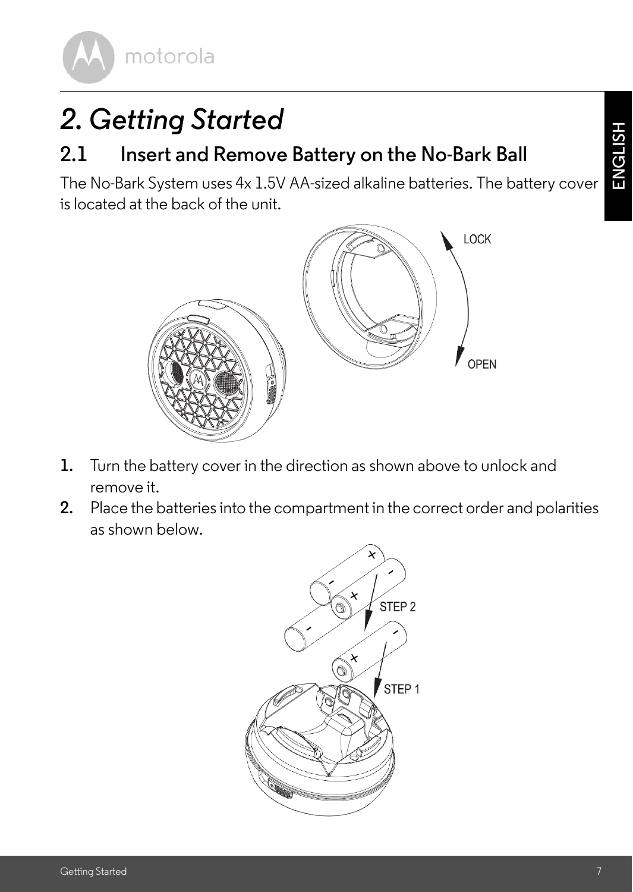# 2. Getting Started

## 2.1 Insert and Remove Battery on the No-Bark Ball

The No-Bark System uses 4x 1.5V AA-sized alkaline batteries. The battery cover is located at the back of the unit.

1. Turn the battery cover in the direction as shown above to unlock and remove it.
2. Place the batteries into the compartment in the correct order and polarities as shown below.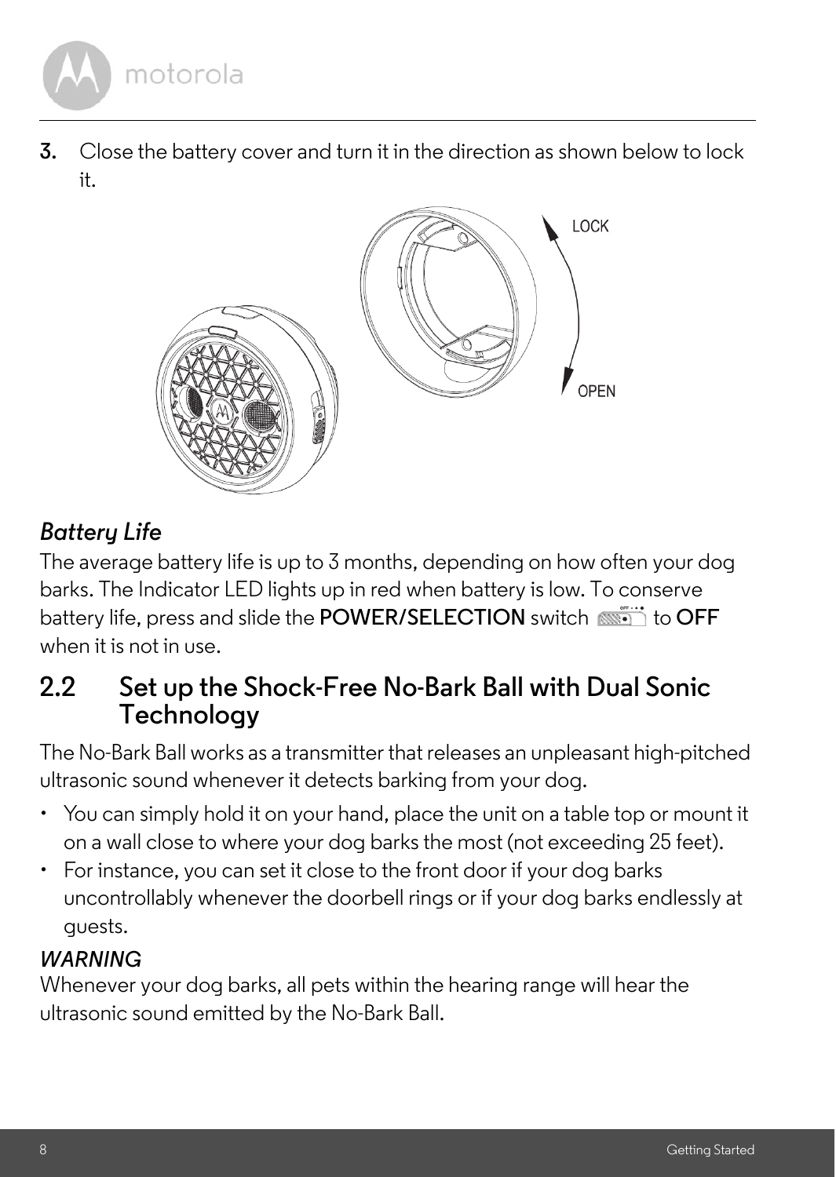3. Close the battery cover and turn it in the direction as shown below to lock it.

*Battery Life*

The average battery life is up to 3 months, depending on how often your dog barks. The Indicator LED lights up in red when battery is low. To conserve battery life, press and slide the **POWER/SELECTION** switch to **OFF** when it is not in use.

## 2.2 Set up the Shock-Free No-Bark Ball with Dual Sonic Technology

The No-Bark Ball works as a transmitter that releases an unpleasant high-pitched ultrasonic sound whenever it detects barking from your dog.

- You can simply hold it on your hand, place the unit on a table top or mount it on a wall close to where your dog barks the most (not exceeding 25 feet).
- For instance, you can set it close to the front door if your dog barks uncontrollably whenever the doorbell rings or if your dog barks endlessly at guests.

*WARNING*

Whenever your dog barks, all pets within the hearing range will hear the ultrasonic sound emitted by the No-Bark Ball.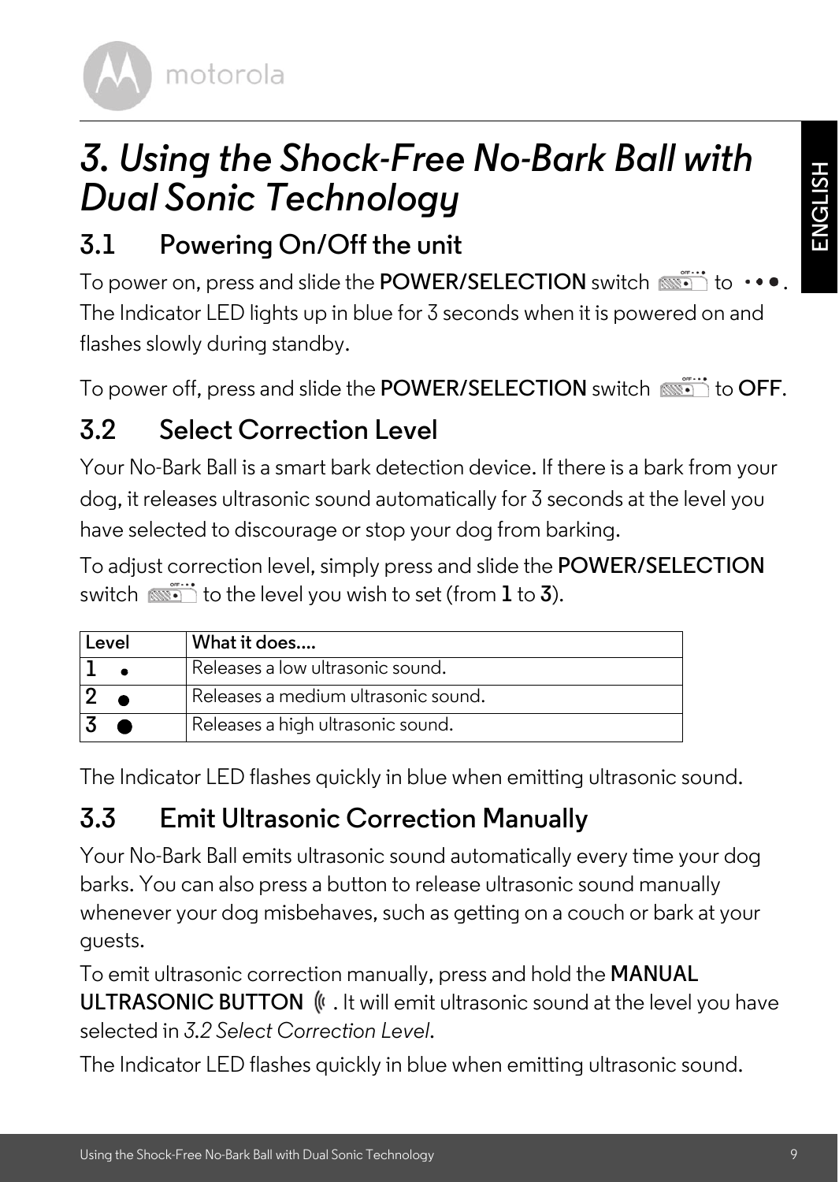# 3. Using the Shock-Free No-Bark Ball with Dual Sonic Technology

## 3.1 Powering On/Off the unit

To power on, press and slide the **POWER/SELECTION** switch to • • ●. The Indicator LED lights up in blue for 3 seconds when it is powered on and flashes slowly during standby.

To power off, press and slide the **POWER/SELECTION** switch to **OFF**.

## 3.2 Select Correction Level

Your No-Bark Ball is a smart bark detection device. If there is a bark from your dog, it releases ultrasonic sound automatically for 3 seconds at the level you have selected to discourage or stop your dog from barking.

To adjust correction level, simply press and slide the **POWER/SELECTION** switch to the level you wish to set (from **1** to **3**).

| Level | What it does.... |
|---|---|
| 1 • | Releases a low ultrasonic sound. |
| 2 ● | Releases a medium ultrasonic sound. |
| 3 ● | Releases a high ultrasonic sound. |

The Indicator LED flashes quickly in blue when emitting ultrasonic sound.

## 3.3 Emit Ultrasonic Correction Manually

Your No-Bark Ball emits ultrasonic sound automatically every time your dog barks. You can also press a button to release ultrasonic sound manually whenever your dog misbehaves, such as getting on a couch or bark at your guests.

To emit ultrasonic correction manually, press and hold the **MANUAL ULTRASONIC BUTTON**. It will emit ultrasonic sound at the level you have selected in *3.2 Select Correction Level*.

The Indicator LED flashes quickly in blue when emitting ultrasonic sound.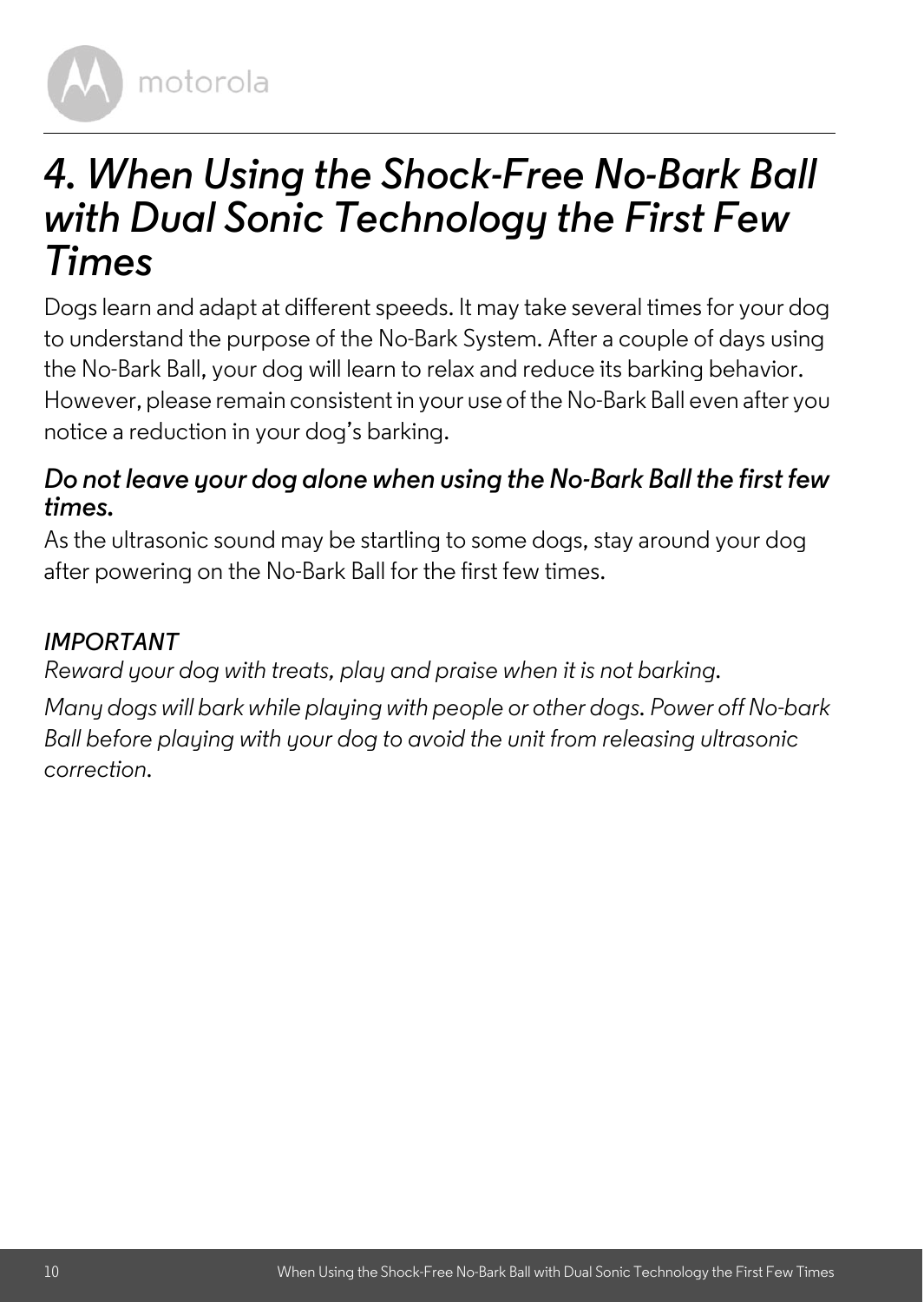# *4. When Using the Shock-Free No-Bark Ball with Dual Sonic Technology the First Few Times*

Dogs learn and adapt at different speeds. It may take several times for your dog to understand the purpose of the No-Bark System. After a couple of days using the No-Bark Ball, your dog will learn to relax and reduce its barking behavior. However, please remain consistent in your use of the No-Bark Ball even after you notice a reduction in your dog's barking.

***Do not leave your dog alone when using the No-Bark Ball the first few times.***

As the ultrasonic sound may be startling to some dogs, stay around your dog after powering on the No-Bark Ball for the first few times.

*IMPORTANT*

*Reward your dog with treats, play and praise when it is not barking.*

*Many dogs will bark while playing with people or other dogs. Power off No-bark Ball before playing with your dog to avoid the unit from releasing ultrasonic correction.*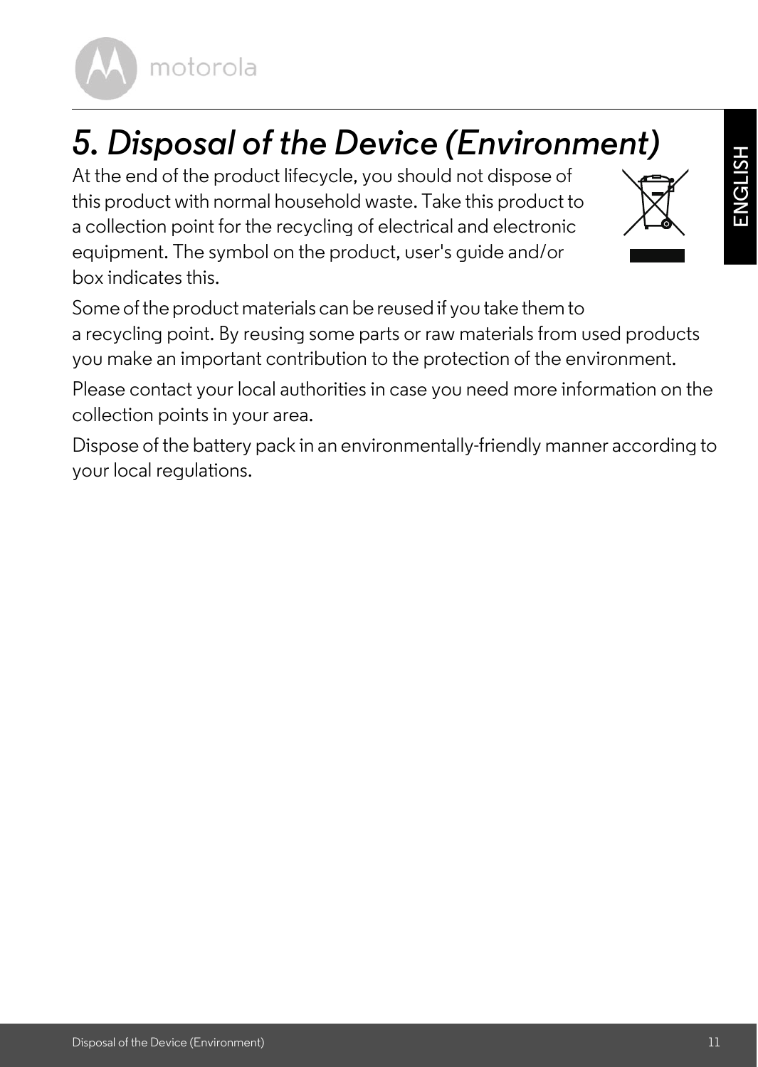# *5. Disposal of the Device (Environment)*

At the end of the product lifecycle, you should not dispose of this product with normal household waste. Take this product to a collection point for the recycling of electrical and electronic equipment. The symbol on the product, user's guide and/or box indicates this.

Some of the product materials can be reused if you take them to a recycling point. By reusing some parts or raw materials from used products you make an important contribution to the protection of the environment.

Please contact your local authorities in case you need more information on the collection points in your area.

Dispose of the battery pack in an environmentally-friendly manner according to your local regulations.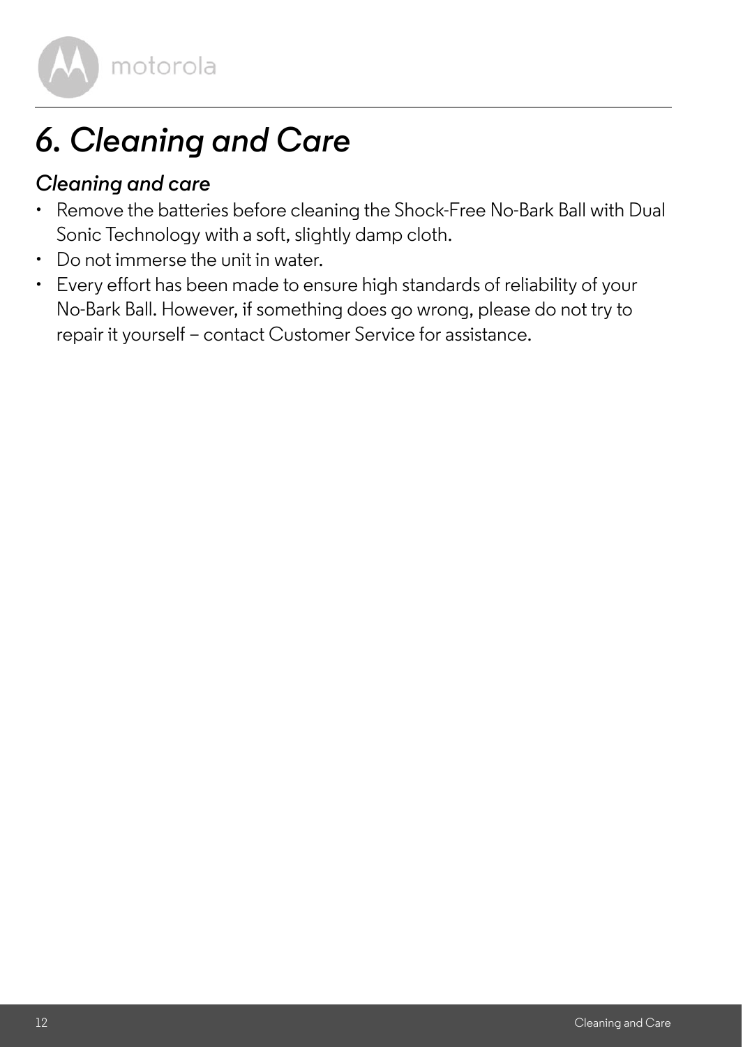# 6. Cleaning and Care

## Cleaning and care

- Remove the batteries before cleaning the Shock-Free No-Bark Ball with Dual Sonic Technology with a soft, slightly damp cloth.
- Do not immerse the unit in water.
- Every effort has been made to ensure high standards of reliability of your No-Bark Ball. However, if something does go wrong, please do not try to repair it yourself – contact Customer Service for assistance.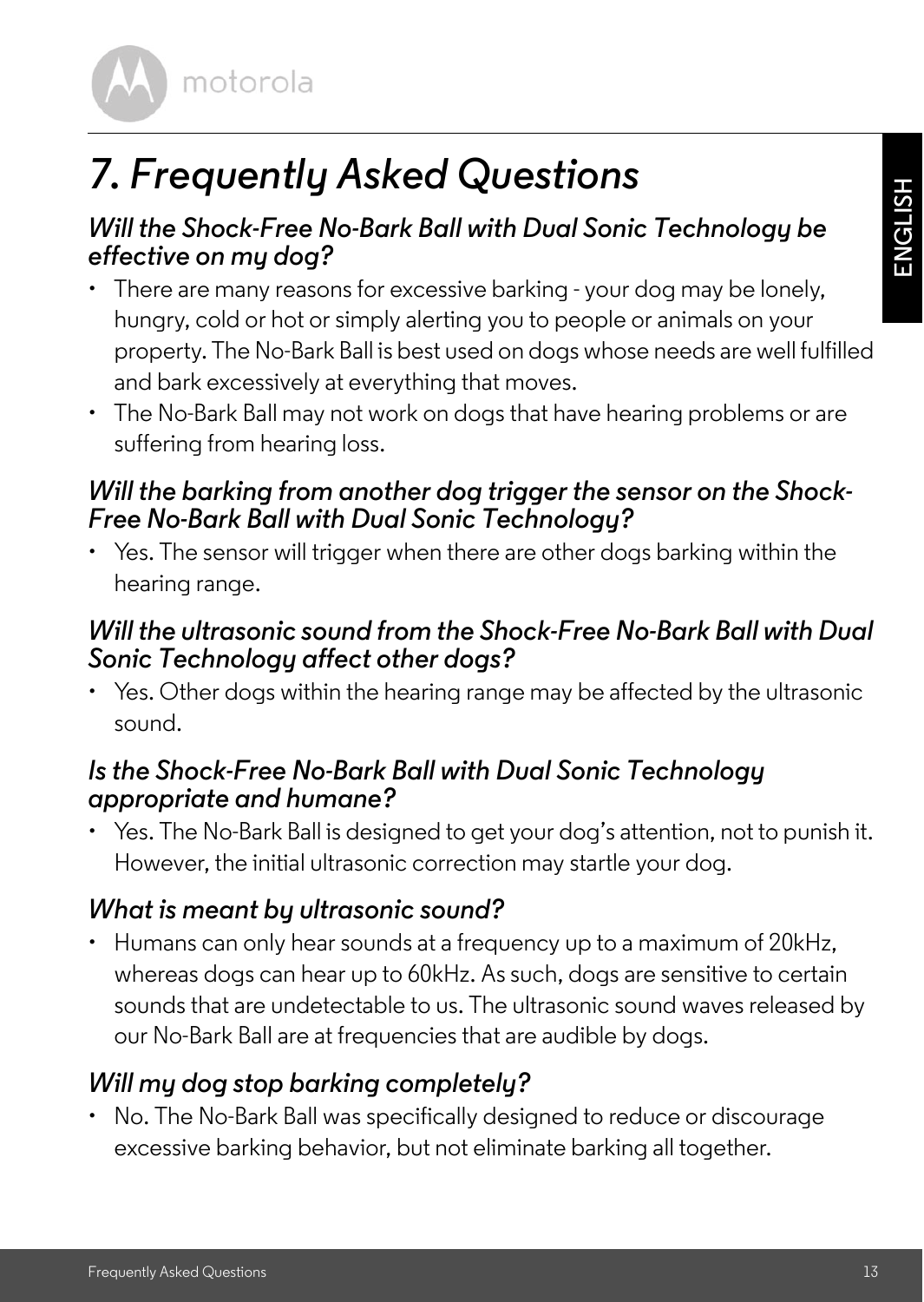# *7. Frequently Asked Questions*

### *Will the Shock-Free No-Bark Ball with Dual Sonic Technology be effective on my dog?*

- There are many reasons for excessive barking - your dog may be lonely, hungry, cold or hot or simply alerting you to people or animals on your property. The No-Bark Ball is best used on dogs whose needs are well fulfilled and bark excessively at everything that moves.
- The No-Bark Ball may not work on dogs that have hearing problems or are suffering from hearing loss.

### *Will the barking from another dog trigger the sensor on the Shock-Free No-Bark Ball with Dual Sonic Technology?*

- Yes. The sensor will trigger when there are other dogs barking within the hearing range.

### *Will the ultrasonic sound from the Shock-Free No-Bark Ball with Dual Sonic Technology affect other dogs?*

- Yes. Other dogs within the hearing range may be affected by the ultrasonic sound.

### *Is the Shock-Free No-Bark Ball with Dual Sonic Technology appropriate and humane?*

- Yes. The No-Bark Ball is designed to get your dog's attention, not to punish it. However, the initial ultrasonic correction may startle your dog.

### *What is meant by ultrasonic sound?*

- Humans can only hear sounds at a frequency up to a maximum of 20kHz, whereas dogs can hear up to 60kHz. As such, dogs are sensitive to certain sounds that are undetectable to us. The ultrasonic sound waves released by our No-Bark Ball are at frequencies that are audible by dogs.

### *Will my dog stop barking completely?*

- No. The No-Bark Ball was specifically designed to reduce or discourage excessive barking behavior, but not eliminate barking all together.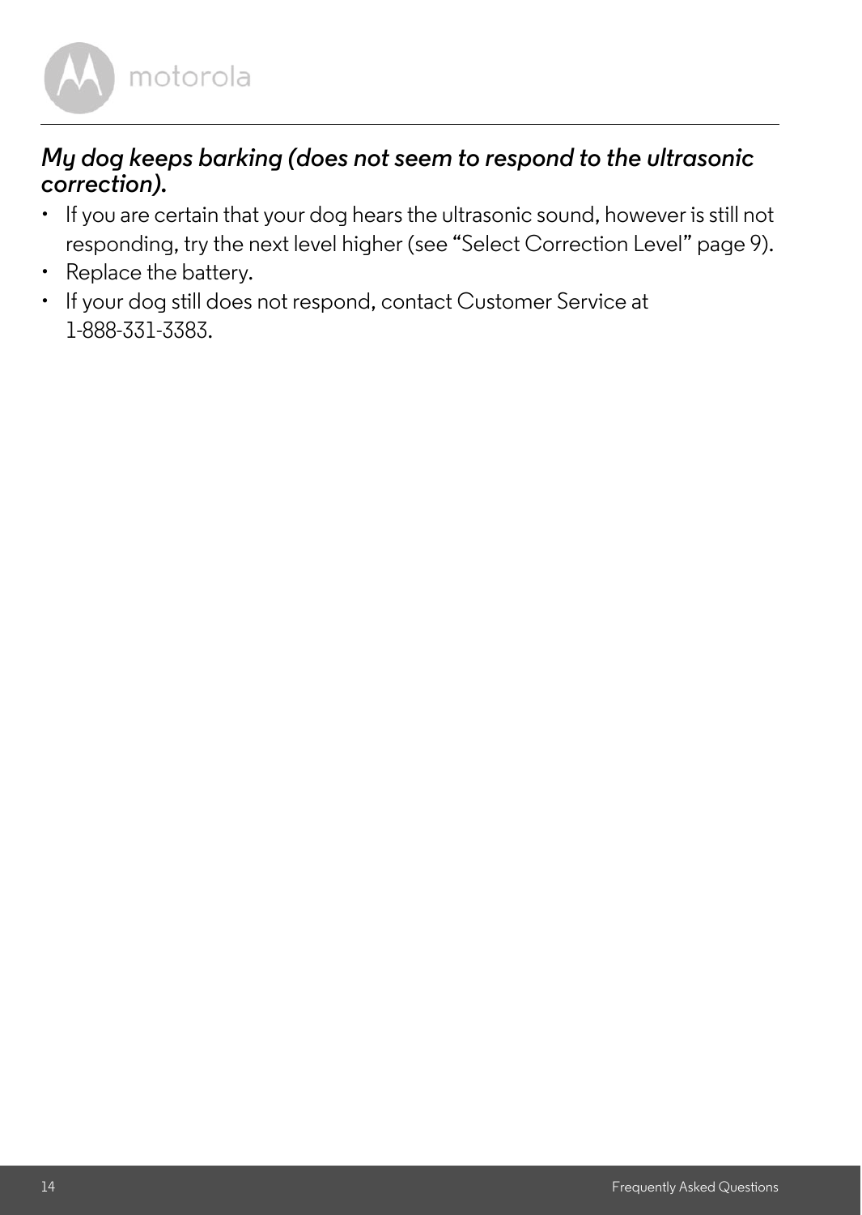### *My dog keeps barking (does not seem to respond to the ultrasonic correction).*

- If you are certain that your dog hears the ultrasonic sound, however is still not responding, try the next level higher (see “Select Correction Level” page 9).
- Replace the battery.
- If your dog still does not respond, contact Customer Service at 1-888-331-3383.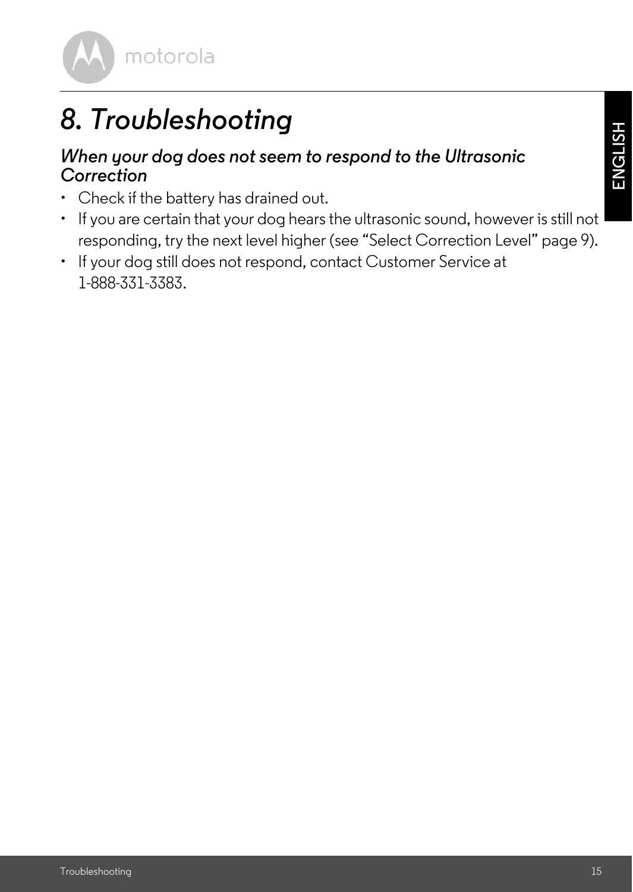# 8. Troubleshooting

## *When your dog does not seem to respond to the Ultrasonic Correction*

- Check if the battery has drained out.
- If you are certain that your dog hears the ultrasonic sound, however is still not responding, try the next level higher (see "Select Correction Level" page 9).
- If your dog still does not respond, contact Customer Service at 1-888-331-3383.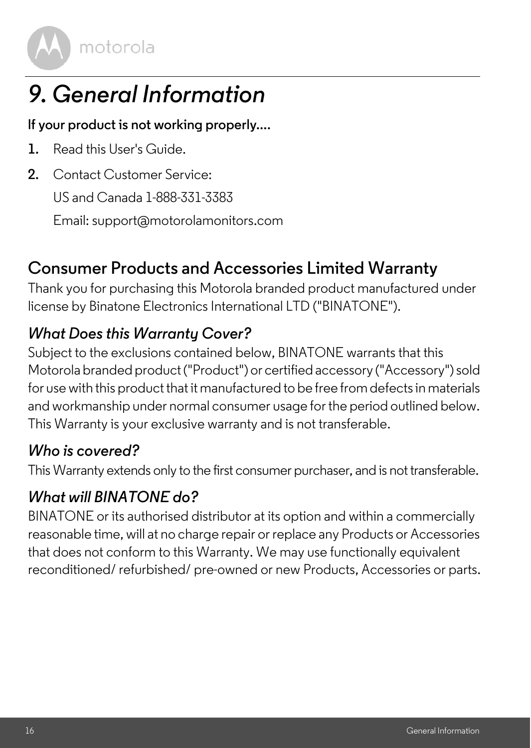# 9. General Information

**If your product is not working properly....**

1. Read this User's Guide.
2. Contact Customer Service:

   US and Canada 1-888-331-3383

   Email: support@motorolamonitors.com

## Consumer Products and Accessories Limited Warranty

Thank you for purchasing this Motorola branded product manufactured under license by Binatone Electronics International LTD ("BINATONE").

### *What Does this Warranty Cover?*

Subject to the exclusions contained below, BINATONE warrants that this Motorola branded product ("Product") or certified accessory ("Accessory") sold for use with this product that it manufactured to be free from defects in materials and workmanship under normal consumer usage for the period outlined below. This Warranty is your exclusive warranty and is not transferable.

### *Who is covered?*

This Warranty extends only to the first consumer purchaser, and is not transferable.

### *What will BINATONE do?*

BINATONE or its authorised distributor at its option and within a commercially reasonable time, will at no charge repair or replace any Products or Accessories that does not conform to this Warranty. We may use functionally equivalent reconditioned/ refurbished/ pre-owned or new Products, Accessories or parts.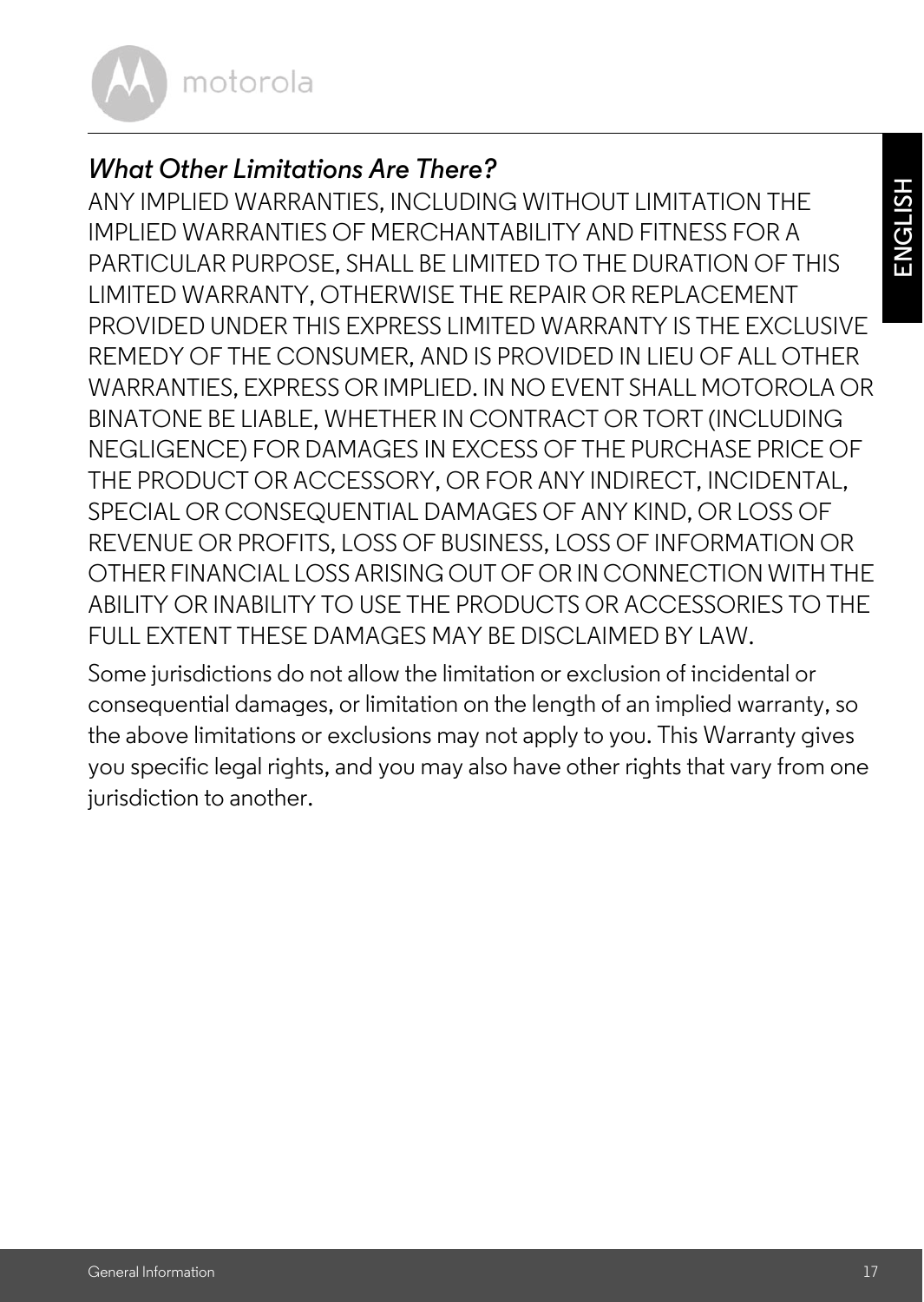### *What Other Limitations Are There?*

ANY IMPLIED WARRANTIES, INCLUDING WITHOUT LIMITATION THE IMPLIED WARRANTIES OF MERCHANTABILITY AND FITNESS FOR A PARTICULAR PURPOSE, SHALL BE LIMITED TO THE DURATION OF THIS LIMITED WARRANTY, OTHERWISE THE REPAIR OR REPLACEMENT PROVIDED UNDER THIS EXPRESS LIMITED WARRANTY IS THE EXCLUSIVE REMEDY OF THE CONSUMER, AND IS PROVIDED IN LIEU OF ALL OTHER WARRANTIES, EXPRESS OR IMPLIED. IN NO EVENT SHALL MOTOROLA OR BINATONE BE LIABLE, WHETHER IN CONTRACT OR TORT (INCLUDING NEGLIGENCE) FOR DAMAGES IN EXCESS OF THE PURCHASE PRICE OF THE PRODUCT OR ACCESSORY, OR FOR ANY INDIRECT, INCIDENTAL, SPECIAL OR CONSEQUENTIAL DAMAGES OF ANY KIND, OR LOSS OF REVENUE OR PROFITS, LOSS OF BUSINESS, LOSS OF INFORMATION OR OTHER FINANCIAL LOSS ARISING OUT OF OR IN CONNECTION WITH THE ABILITY OR INABILITY TO USE THE PRODUCTS OR ACCESSORIES TO THE FULL EXTENT THESE DAMAGES MAY BE DISCLAIMED BY LAW.

Some jurisdictions do not allow the limitation or exclusion of incidental or consequential damages, or limitation on the length of an implied warranty, so the above limitations or exclusions may not apply to you. This Warranty gives you specific legal rights, and you may also have other rights that vary from one jurisdiction to another.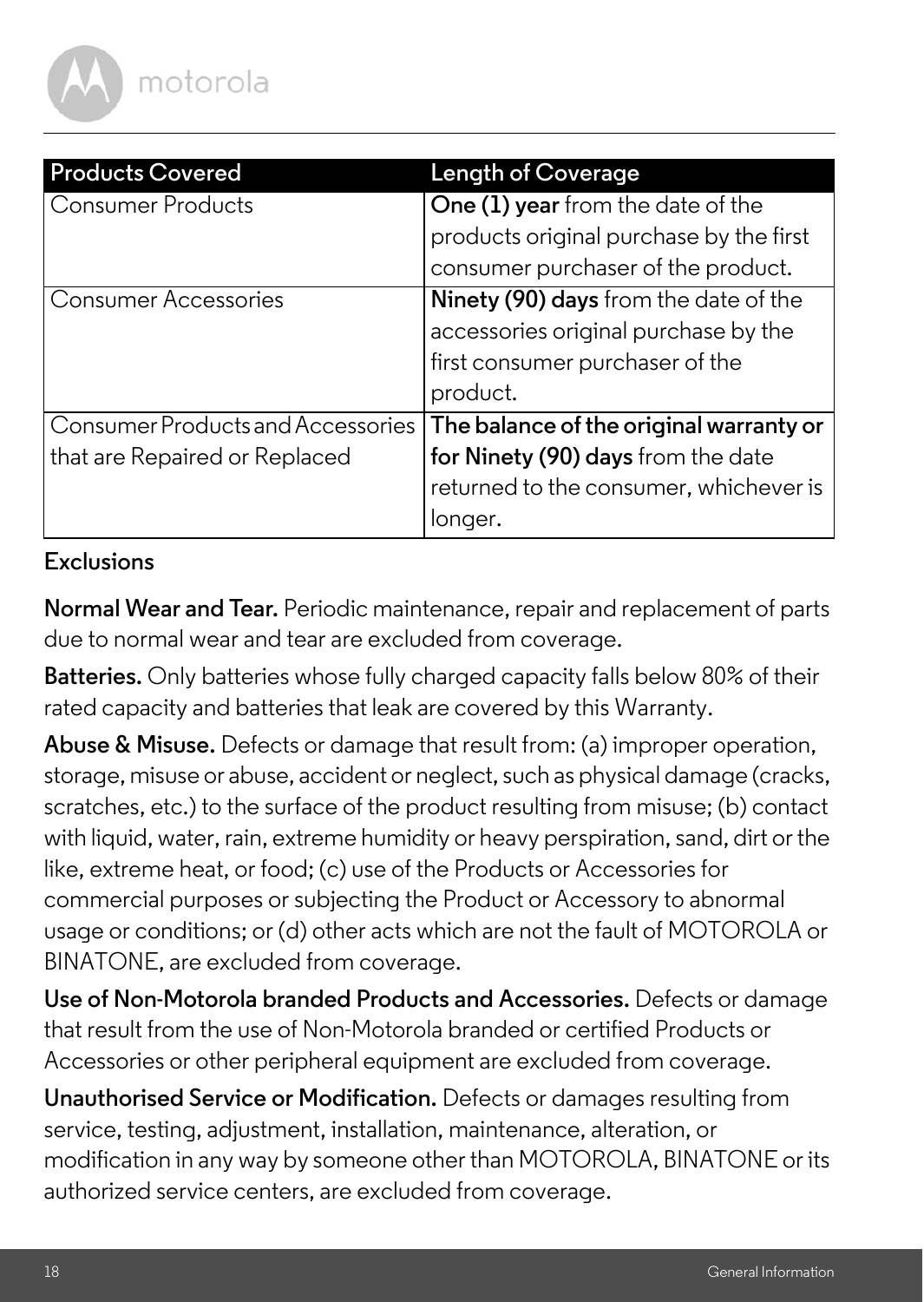| Products Covered | Length of Coverage |
|---|---|
| Consumer Products | **One (1) year** from the date of the products original purchase by the first consumer purchaser of the product. |
| Consumer Accessories | **Ninety (90) days** from the date of the accessories original purchase by the first consumer purchaser of the product. |
| Consumer Products and Accessories that are Repaired or Replaced | **The balance of the original warranty or for Ninety (90) days** from the date returned to the consumer, whichever is longer. |

### Exclusions

**Normal Wear and Tear.** Periodic maintenance, repair and replacement of parts due to normal wear and tear are excluded from coverage.

**Batteries.** Only batteries whose fully charged capacity falls below 80% of their rated capacity and batteries that leak are covered by this Warranty.

**Abuse & Misuse.** Defects or damage that result from: (a) improper operation, storage, misuse or abuse, accident or neglect, such as physical damage (cracks, scratches, etc.) to the surface of the product resulting from misuse; (b) contact with liquid, water, rain, extreme humidity or heavy perspiration, sand, dirt or the like, extreme heat, or food; (c) use of the Products or Accessories for commercial purposes or subjecting the Product or Accessory to abnormal usage or conditions; or (d) other acts which are not the fault of MOTOROLA or BINATONE, are excluded from coverage.

**Use of Non-Motorola branded Products and Accessories.** Defects or damage that result from the use of Non-Motorola branded or certified Products or Accessories or other peripheral equipment are excluded from coverage.

**Unauthorised Service or Modification.** Defects or damages resulting from service, testing, adjustment, installation, maintenance, alteration, or modification in any way by someone other than MOTOROLA, BINATONE or its authorized service centers, are excluded from coverage.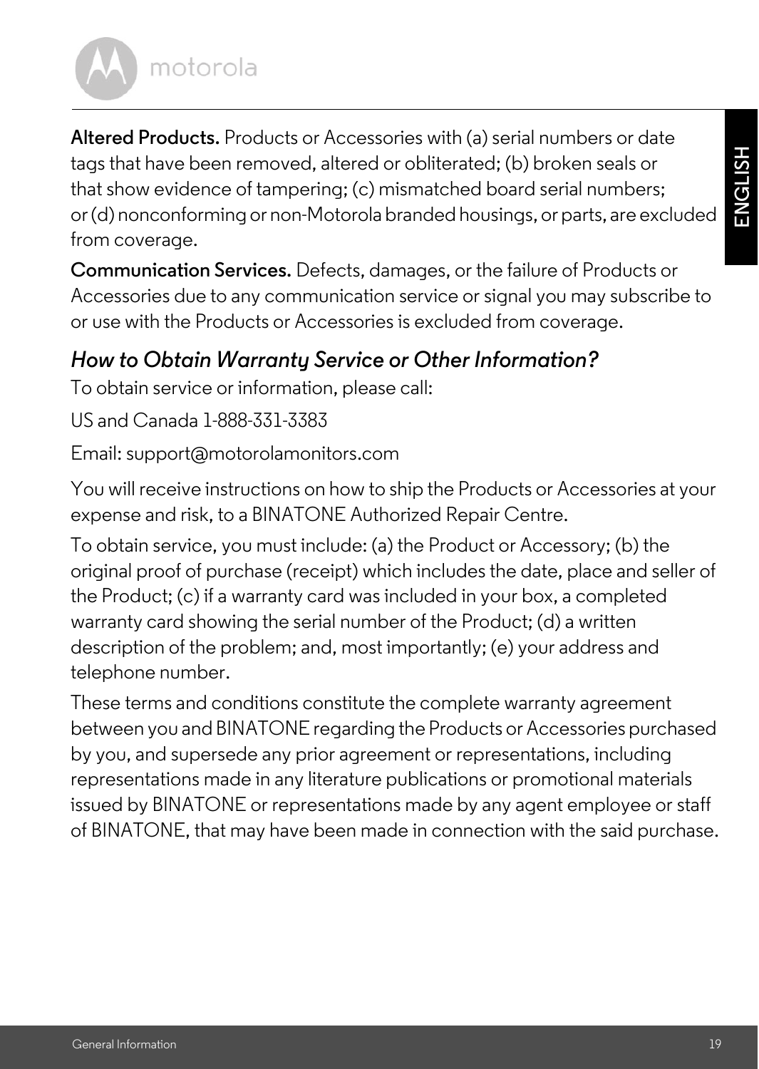**Altered Products.** Products or Accessories with (a) serial numbers or date tags that have been removed, altered or obliterated; (b) broken seals or that show evidence of tampering; (c) mismatched board serial numbers; or (d) nonconforming or non-Motorola branded housings, or parts, are excluded from coverage.

**Communication Services.** Defects, damages, or the failure of Products or Accessories due to any communication service or signal you may subscribe to or use with the Products or Accessories is excluded from coverage.

## *How to Obtain Warranty Service or Other Information?*

To obtain service or information, please call:

US and Canada 1-888-331-3383

Email: support@motorolamonitors.com

You will receive instructions on how to ship the Products or Accessories at your expense and risk, to a BINATONE Authorized Repair Centre.

To obtain service, you must include: (a) the Product or Accessory; (b) the original proof of purchase (receipt) which includes the date, place and seller of the Product; (c) if a warranty card was included in your box, a completed warranty card showing the serial number of the Product; (d) a written description of the problem; and, most importantly; (e) your address and telephone number.

These terms and conditions constitute the complete warranty agreement between you and BINATONE regarding the Products or Accessories purchased by you, and supersede any prior agreement or representations, including representations made in any literature publications or promotional materials issued by BINATONE or representations made by any agent employee or staff of BINATONE, that may have been made in connection with the said purchase.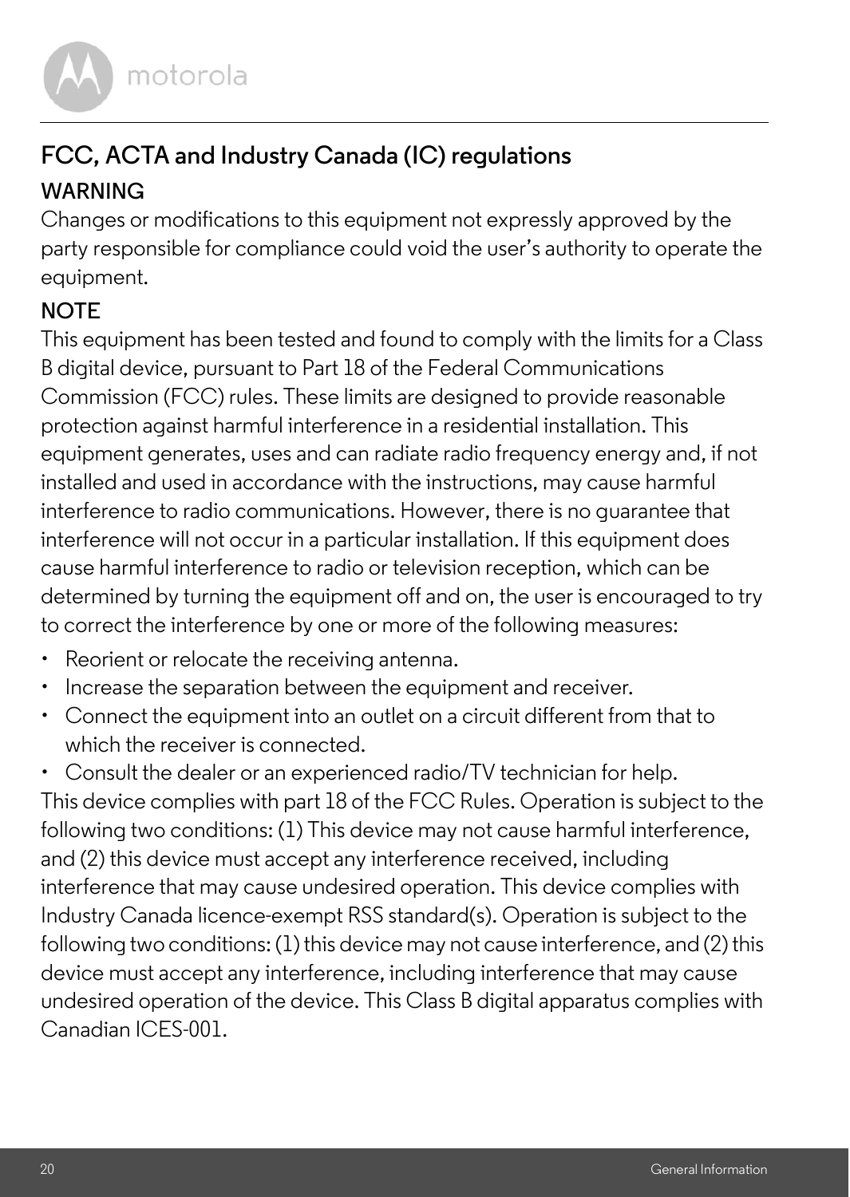## FCC, ACTA and Industry Canada (IC) regulations

### WARNING

Changes or modifications to this equipment not expressly approved by the party responsible for compliance could void the user's authority to operate the equipment.

### NOTE

This equipment has been tested and found to comply with the limits for a Class B digital device, pursuant to Part 18 of the Federal Communications Commission (FCC) rules. These limits are designed to provide reasonable protection against harmful interference in a residential installation. This equipment generates, uses and can radiate radio frequency energy and, if not installed and used in accordance with the instructions, may cause harmful interference to radio communications. However, there is no guarantee that interference will not occur in a particular installation. If this equipment does cause harmful interference to radio or television reception, which can be determined by turning the equipment off and on, the user is encouraged to try to correct the interference by one or more of the following measures:

- Reorient or relocate the receiving antenna.
- Increase the separation between the equipment and receiver.
- Connect the equipment into an outlet on a circuit different from that to which the receiver is connected.
- Consult the dealer or an experienced radio/TV technician for help.

This device complies with part 18 of the FCC Rules. Operation is subject to the following two conditions: (1) This device may not cause harmful interference, and (2) this device must accept any interference received, including interference that may cause undesired operation. This device complies with Industry Canada licence-exempt RSS standard(s). Operation is subject to the following two conditions: (1) this device may not cause interference, and (2) this device must accept any interference, including interference that may cause undesired operation of the device. This Class B digital apparatus complies with Canadian ICES-001.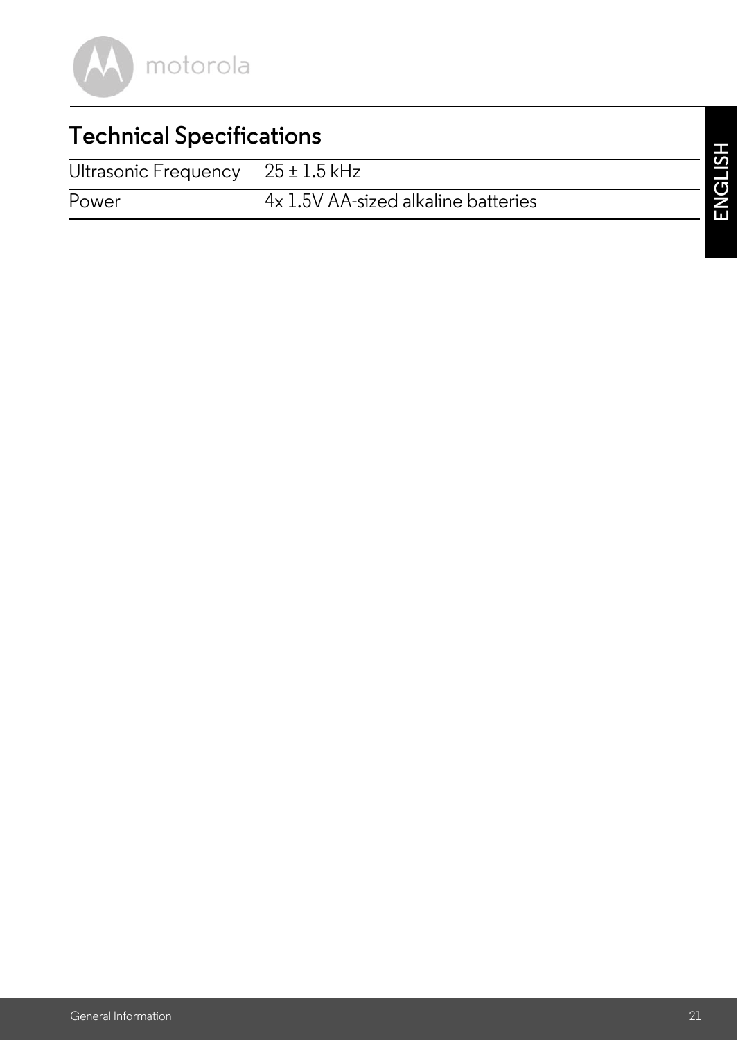## Technical Specifications

| | |
|---|---|
| Ultrasonic Frequency | 25 ± 1.5 kHz |
| Power | 4x 1.5V AA-sized alkaline batteries |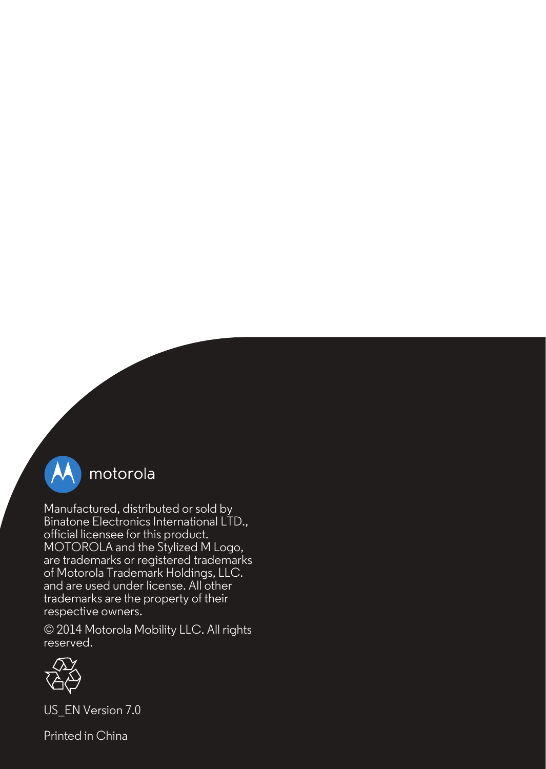motorola

Manufactured, distributed or sold by Binatone Electronics International LTD., official licensee for this product. MOTOROLA and the Stylized M Logo, are trademarks or registered trademarks of Motorola Trademark Holdings, LLC. and are used under license. All other trademarks are the property of their respective owners.

© 2014 Motorola Mobility LLC. All rights reserved.

US_EN Version 7.0

Printed in China